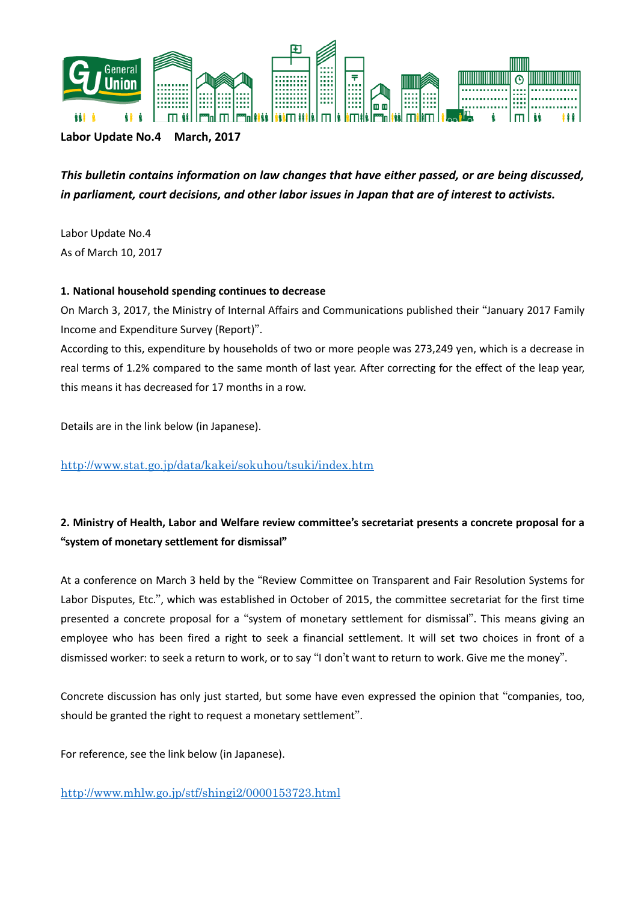**Labor Update No.4 March, 2017**

***This bulletin contains information on law changes that have either passed, or are being discussed, in parliament, court decisions, and other labor issues in Japan that are of interest to activists.***

Labor Update No.4
As of March 10, 2017

**1. National household spending continues to decrease**

On March 3, 2017, the Ministry of Internal Affairs and Communications published their "January 2017 Family Income and Expenditure Survey (Report)".
According to this, expenditure by households of two or more people was 273,249 yen, which is a decrease in real terms of 1.2% compared to the same month of last year. After correcting for the effect of the leap year, this means it has decreased for 17 months in a row.

Details are in the link below (in Japanese).

http://www.stat.go.jp/data/kakei/sokuhou/tsuki/index.htm

**2. Ministry of Health, Labor and Welfare review committee's secretariat presents a concrete proposal for a "system of monetary settlement for dismissal"**

At a conference on March 3 held by the "Review Committee on Transparent and Fair Resolution Systems for Labor Disputes, Etc.", which was established in October of 2015, the committee secretariat for the first time presented a concrete proposal for a "system of monetary settlement for dismissal". This means giving an employee who has been fired a right to seek a financial settlement. It will set two choices in front of a dismissed worker: to seek a return to work, or to say "I don't want to return to work. Give me the money".

Concrete discussion has only just started, but some have even expressed the opinion that "companies, too, should be granted the right to request a monetary settlement".

For reference, see the link below (in Japanese).

http://www.mhlw.go.jp/stf/shingi2/0000153723.html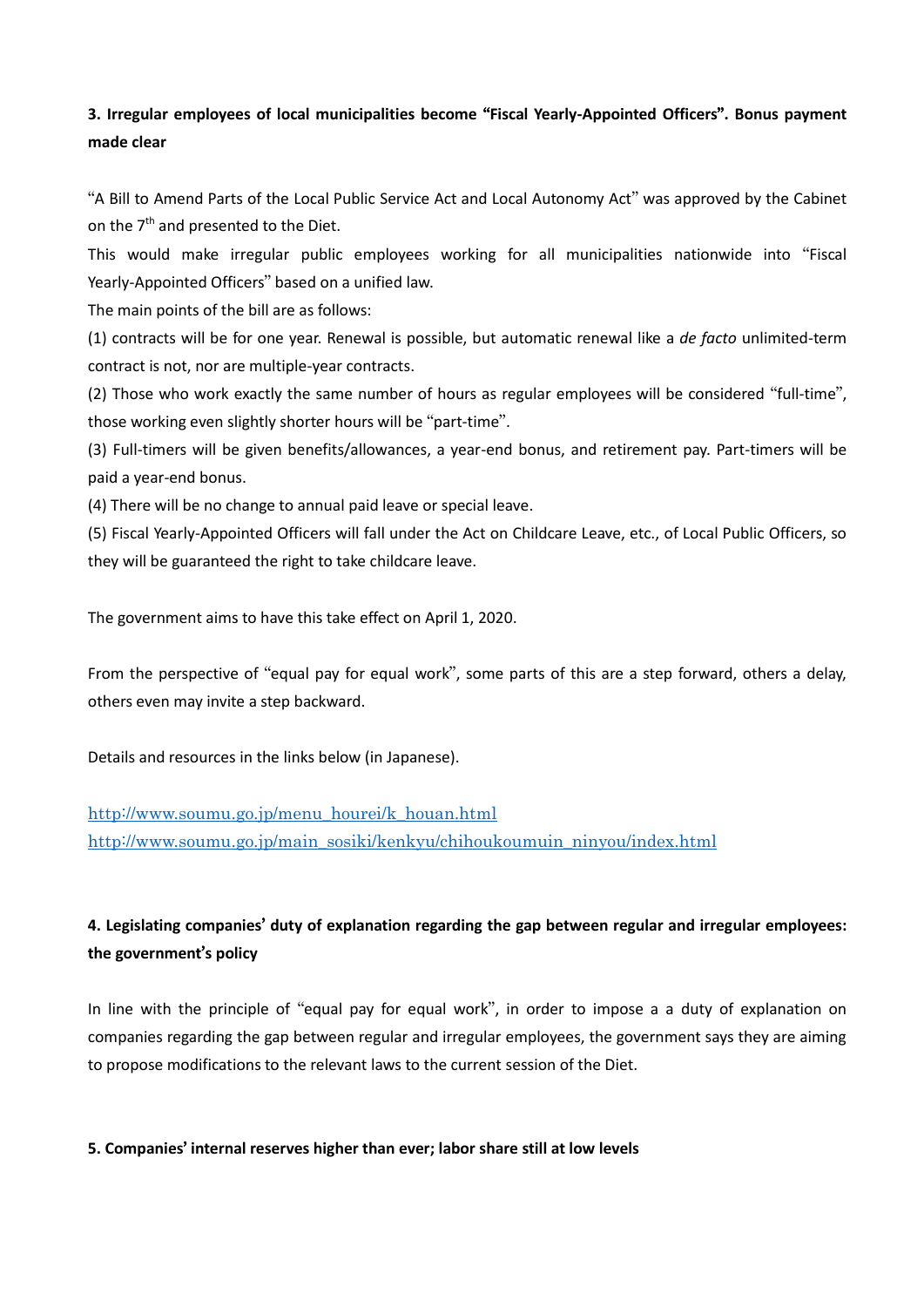### 3. Irregular employees of local municipalities become “Fiscal Yearly-Appointed Officers”. Bonus payment made clear

“A Bill to Amend Parts of the Local Public Service Act and Local Autonomy Act” was approved by the Cabinet on the 7th and presented to the Diet.

This would make irregular public employees working for all municipalities nationwide into “Fiscal Yearly-Appointed Officers” based on a unified law.

The main points of the bill are as follows:

(1) contracts will be for one year. Renewal is possible, but automatic renewal like a *de facto* unlimited-term contract is not, nor are multiple-year contracts.

(2) Those who work exactly the same number of hours as regular employees will be considered “full-time”, those working even slightly shorter hours will be “part-time”.

(3) Full-timers will be given benefits/allowances, a year-end bonus, and retirement pay. Part-timers will be paid a year-end bonus.

(4) There will be no change to annual paid leave or special leave.

(5) Fiscal Yearly-Appointed Officers will fall under the Act on Childcare Leave, etc., of Local Public Officers, so they will be guaranteed the right to take childcare leave.

The government aims to have this take effect on April 1, 2020.

From the perspective of “equal pay for equal work”, some parts of this are a step forward, others a delay, others even may invite a step backward.

Details and resources in the links below (in Japanese).

http://www.soumu.go.jp/menu_hourei/k_houan.html
http://www.soumu.go.jp/main_sosiki/kenkyu/chihoukoumuin_ninyou/index.html

### 4. Legislating companies’ duty of explanation regarding the gap between regular and irregular employees: the government’s policy

In line with the principle of “equal pay for equal work”, in order to impose a a duty of explanation on companies regarding the gap between regular and irregular employees, the government says they are aiming to propose modifications to the relevant laws to the current session of the Diet.

### 5. Companies’ internal reserves higher than ever; labor share still at low levels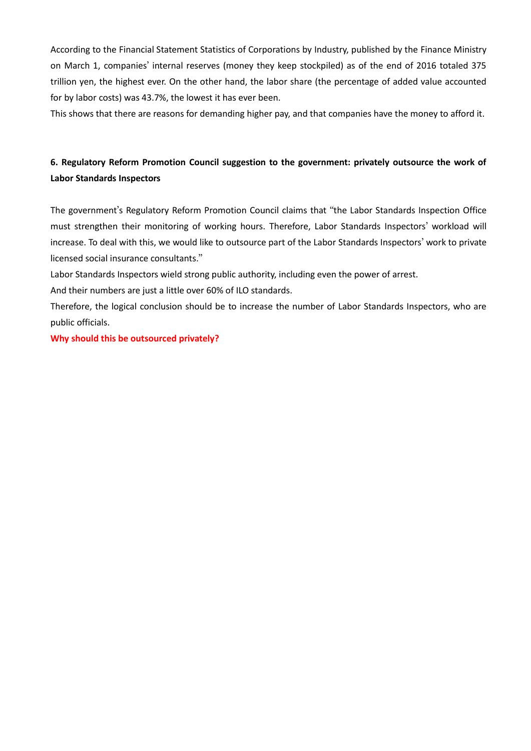According to the Financial Statement Statistics of Corporations by Industry, published by the Finance Ministry on March 1, companies' internal reserves (money they keep stockpiled) as of the end of 2016 totaled 375 trillion yen, the highest ever. On the other hand, the labor share (the percentage of added value accounted for by labor costs) was 43.7%, the lowest it has ever been.

This shows that there are reasons for demanding higher pay, and that companies have the money to afford it.

## 6. Regulatory Reform Promotion Council suggestion to the government: privately outsource the work of Labor Standards Inspectors

The government's Regulatory Reform Promotion Council claims that "the Labor Standards Inspection Office must strengthen their monitoring of working hours. Therefore, Labor Standards Inspectors' workload will increase. To deal with this, we would like to outsource part of the Labor Standards Inspectors' work to private licensed social insurance consultants."

Labor Standards Inspectors wield strong public authority, including even the power of arrest.

And their numbers are just a little over 60% of ILO standards.

Therefore, the logical conclusion should be to increase the number of Labor Standards Inspectors, who are public officials.

**Why should this be outsourced privately?**